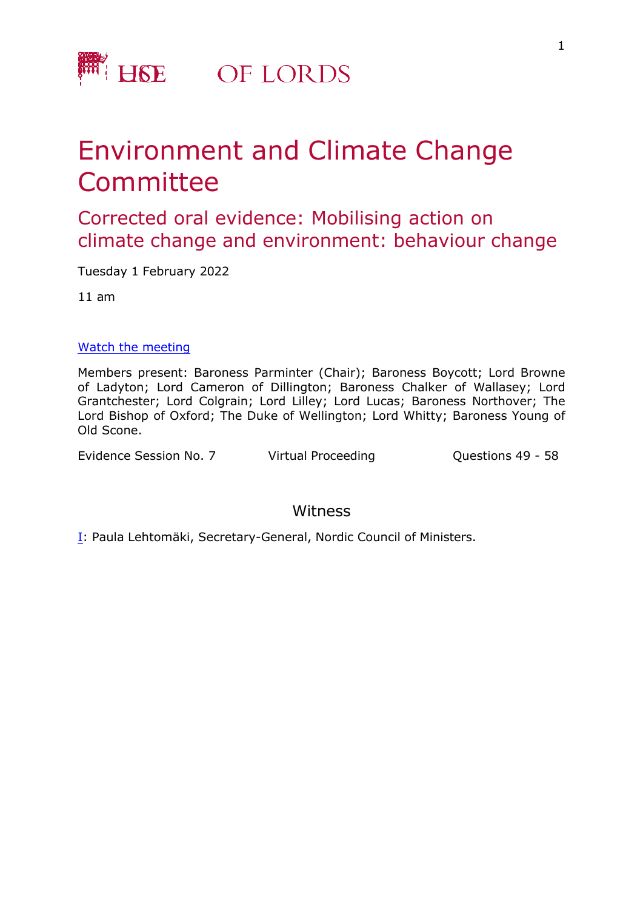# HOUSE OF LORDS

# Environment and Climate Change Committee

## Corrected oral evidence: Mobilising action on climate change and environment: behaviour change

Tuesday 1 February 2022

11 am

[Watch the meeting]

Members present: Baroness Parminter (Chair); Baroness Boycott; Lord Browne of Ladyton; Lord Cameron of Dillington; Baroness Chalker of Wallasey; Lord Grantchester; Lord Colgrain; Lord Lilley; Lord Lucas; Baroness Northover; The Lord Bishop of Oxford; The Duke of Wellington; Lord Whitty; Baroness Young of Old Scone.

Evidence Session No. 7 | Virtual Proceeding | Questions 49 - 58

### Witness

I: Paula Lehtomäki, Secretary-General, Nordic Council of Ministers.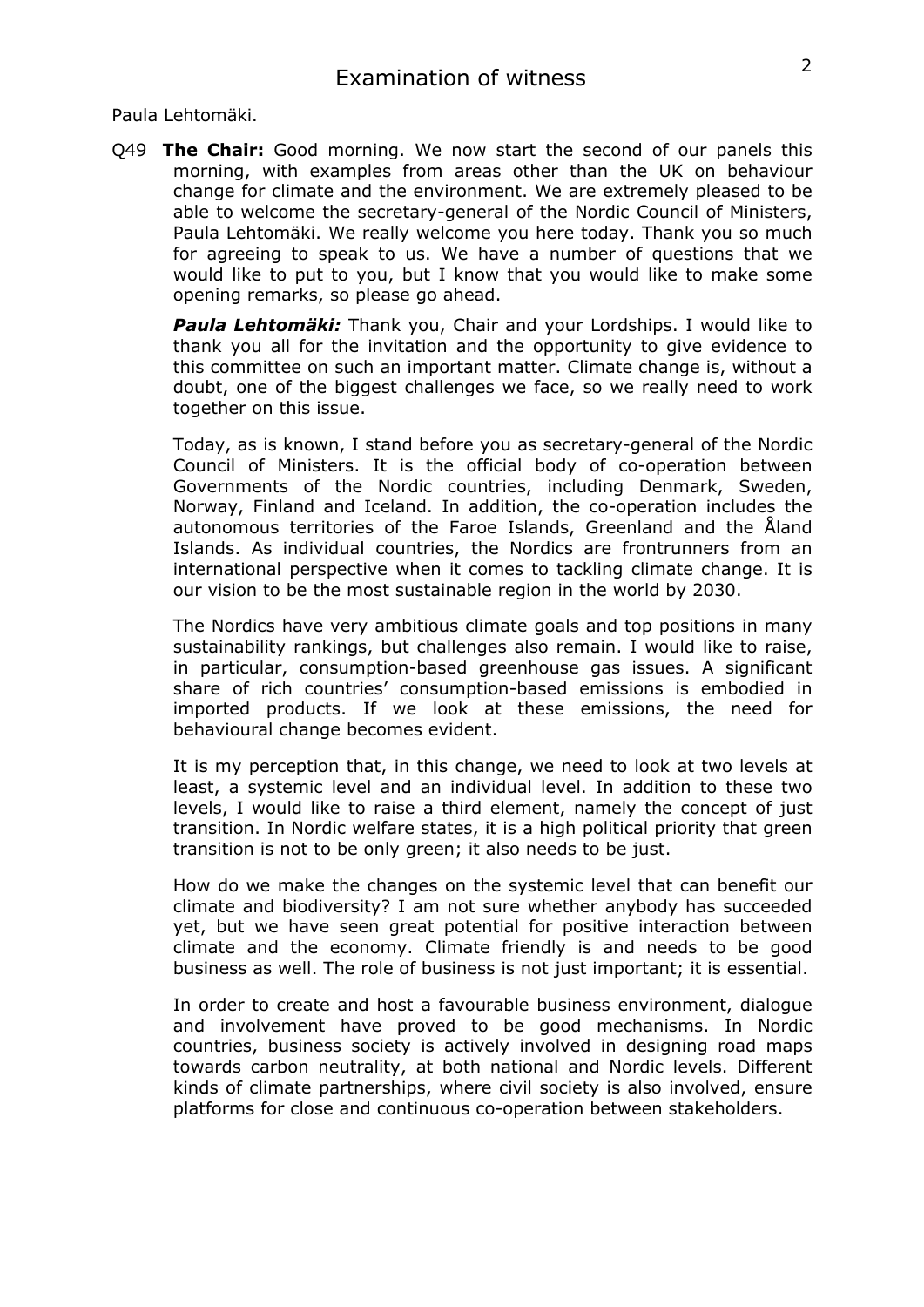# Examination of witness

Paula Lehtomäki.

Q49 **The Chair:** Good morning. We now start the second of our panels this morning, with examples from areas other than the UK on behaviour change for climate and the environment. We are extremely pleased to be able to welcome the secretary-general of the Nordic Council of Ministers, Paula Lehtomäki. We really welcome you here today. Thank you so much for agreeing to speak to us. We have a number of questions that we would like to put to you, but I know that you would like to make some opening remarks, so please go ahead.

***Paula Lehtomäki:*** Thank you, Chair and your Lordships. I would like to thank you all for the invitation and the opportunity to give evidence to this committee on such an important matter. Climate change is, without a doubt, one of the biggest challenges we face, so we really need to work together on this issue.

Today, as is known, I stand before you as secretary-general of the Nordic Council of Ministers. It is the official body of co-operation between Governments of the Nordic countries, including Denmark, Sweden, Norway, Finland and Iceland. In addition, the co-operation includes the autonomous territories of the Faroe Islands, Greenland and the Åland Islands. As individual countries, the Nordics are frontrunners from an international perspective when it comes to tackling climate change. It is our vision to be the most sustainable region in the world by 2030.

The Nordics have very ambitious climate goals and top positions in many sustainability rankings, but challenges also remain. I would like to raise, in particular, consumption-based greenhouse gas issues. A significant share of rich countries' consumption-based emissions is embodied in imported products. If we look at these emissions, the need for behavioural change becomes evident.

It is my perception that, in this change, we need to look at two levels at least, a systemic level and an individual level. In addition to these two levels, I would like to raise a third element, namely the concept of just transition. In Nordic welfare states, it is a high political priority that green transition is not to be only green; it also needs to be just.

How do we make the changes on the systemic level that can benefit our climate and biodiversity? I am not sure whether anybody has succeeded yet, but we have seen great potential for positive interaction between climate and the economy. Climate friendly is and needs to be good business as well. The role of business is not just important; it is essential.

In order to create and host a favourable business environment, dialogue and involvement have proved to be good mechanisms. In Nordic countries, business society is actively involved in designing road maps towards carbon neutrality, at both national and Nordic levels. Different kinds of climate partnerships, where civil society is also involved, ensure platforms for close and continuous co-operation between stakeholders.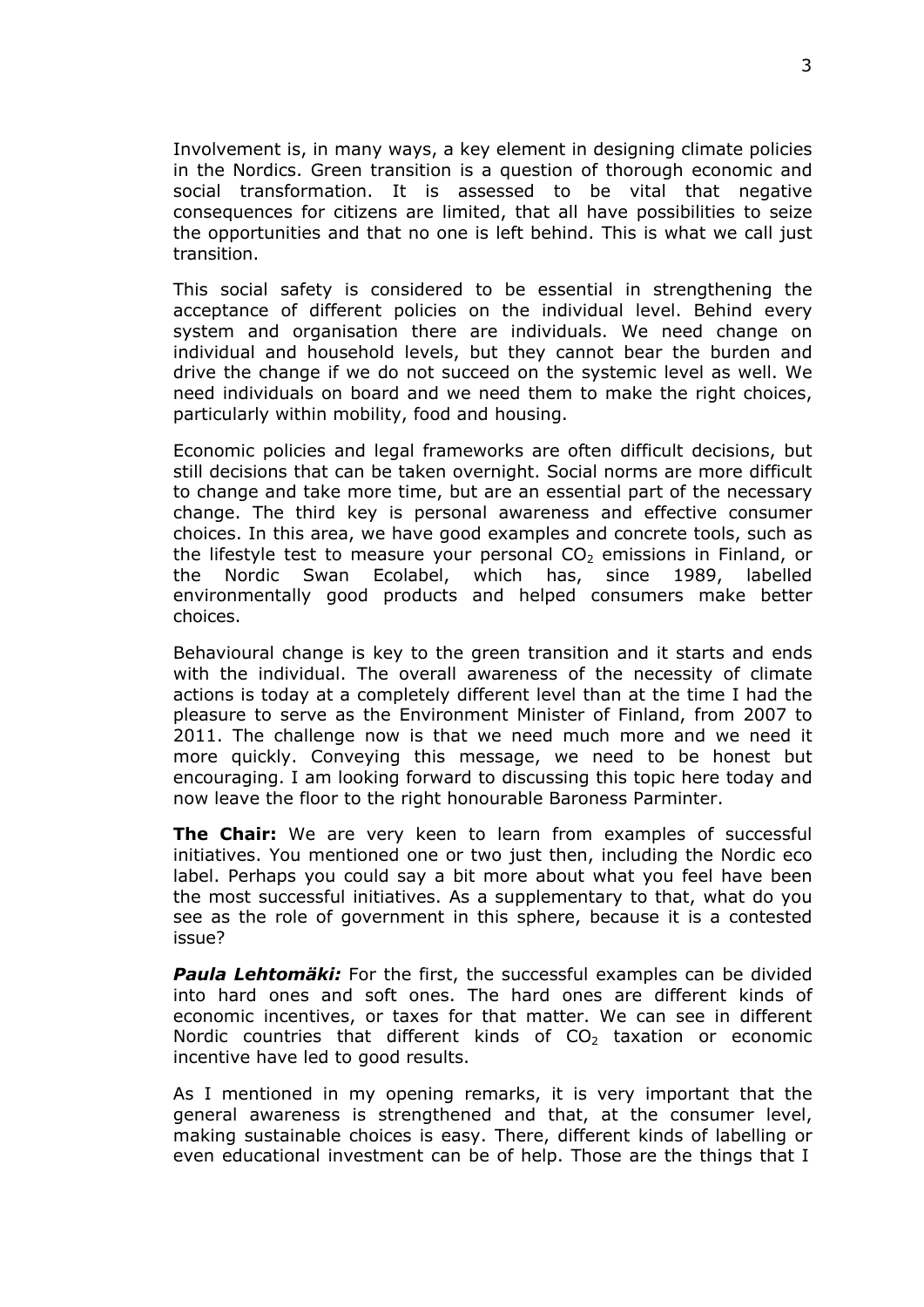Involvement is, in many ways, a key element in designing climate policies in the Nordics. Green transition is a question of thorough economic and social transformation. It is assessed to be vital that negative consequences for citizens are limited, that all have possibilities to seize the opportunities and that no one is left behind. This is what we call just transition.

This social safety is considered to be essential in strengthening the acceptance of different policies on the individual level. Behind every system and organisation there are individuals. We need change on individual and household levels, but they cannot bear the burden and drive the change if we do not succeed on the systemic level as well. We need individuals on board and we need them to make the right choices, particularly within mobility, food and housing.

Economic policies and legal frameworks are often difficult decisions, but still decisions that can be taken overnight. Social norms are more difficult to change and take more time, but are an essential part of the necessary change. The third key is personal awareness and effective consumer choices. In this area, we have good examples and concrete tools, such as the lifestyle test to measure your personal $CO_2$ emissions in Finland, or the Nordic Swan Ecolabel, which has, since 1989, labelled environmentally good products and helped consumers make better choices.

Behavioural change is key to the green transition and it starts and ends with the individual. The overall awareness of the necessity of climate actions is today at a completely different level than at the time I had the pleasure to serve as the Environment Minister of Finland, from 2007 to 2011. The challenge now is that we need much more and we need it more quickly. Conveying this message, we need to be honest but encouraging. I am looking forward to discussing this topic here today and now leave the floor to the right honourable Baroness Parminter.

**The Chair:** We are very keen to learn from examples of successful initiatives. You mentioned one or two just then, including the Nordic eco label. Perhaps you could say a bit more about what you feel have been the most successful initiatives. As a supplementary to that, what do you see as the role of government in this sphere, because it is a contested issue?

***Paula Lehtomäki:*** For the first, the successful examples can be divided into hard ones and soft ones. The hard ones are different kinds of economic incentives, or taxes for that matter. We can see in different Nordic countries that different kinds of $CO_2$ taxation or economic incentive have led to good results.

As I mentioned in my opening remarks, it is very important that the general awareness is strengthened and that, at the consumer level, making sustainable choices is easy. There, different kinds of labelling or even educational investment can be of help. Those are the things that I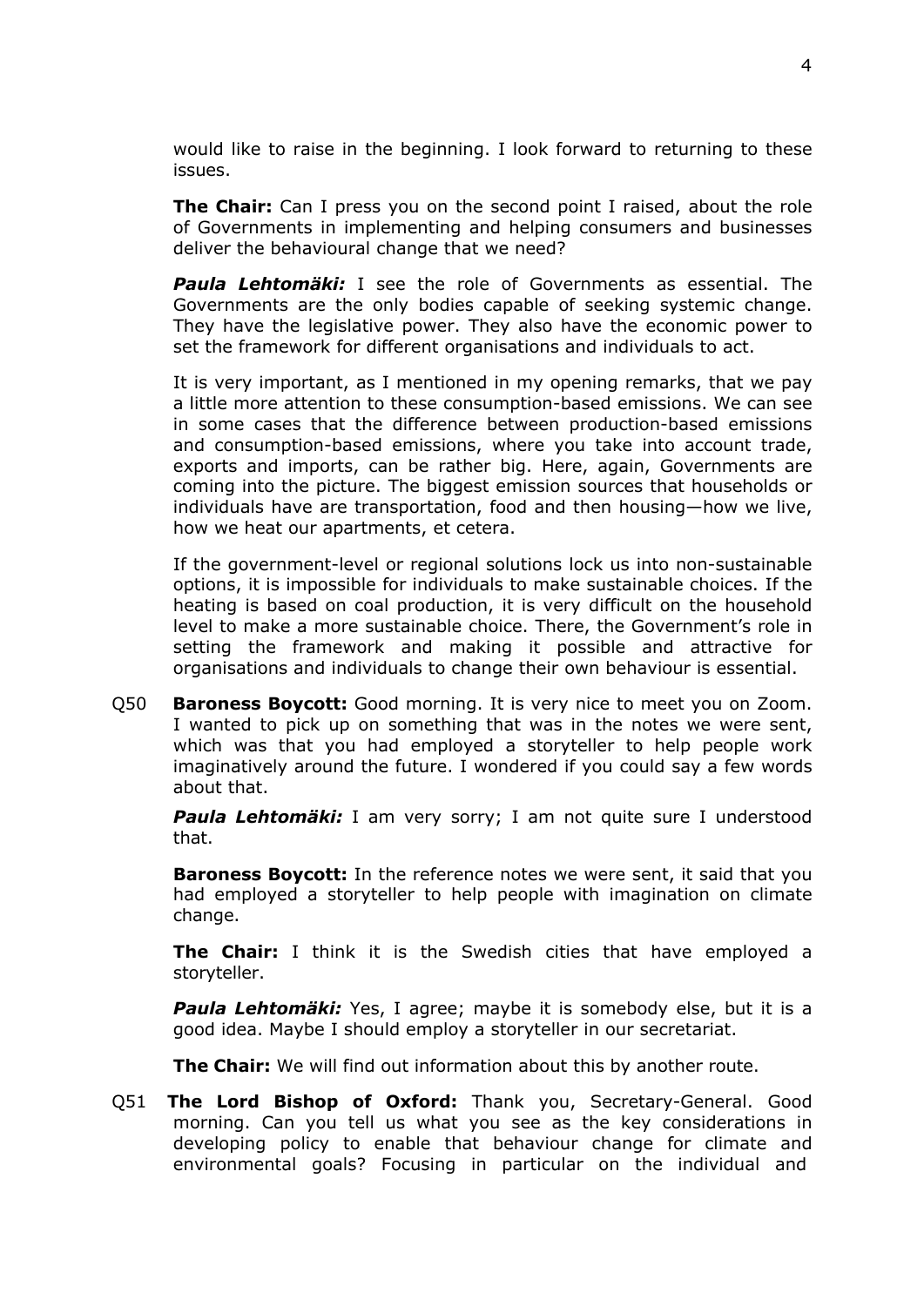would like to raise in the beginning. I look forward to returning to these issues.

**The Chair:** Can I press you on the second point I raised, about the role of Governments in implementing and helping consumers and businesses deliver the behavioural change that we need?

***Paula Lehtomäki:*** I see the role of Governments as essential. The Governments are the only bodies capable of seeking systemic change. They have the legislative power. They also have the economic power to set the framework for different organisations and individuals to act.

It is very important, as I mentioned in my opening remarks, that we pay a little more attention to these consumption-based emissions. We can see in some cases that the difference between production-based emissions and consumption-based emissions, where you take into account trade, exports and imports, can be rather big. Here, again, Governments are coming into the picture. The biggest emission sources that households or individuals have are transportation, food and then housing—how we live, how we heat our apartments, et cetera.

If the government-level or regional solutions lock us into non-sustainable options, it is impossible for individuals to make sustainable choices. If the heating is based on coal production, it is very difficult on the household level to make a more sustainable choice. There, the Government's role in setting the framework and making it possible and attractive for organisations and individuals to change their own behaviour is essential.

Q50 **Baroness Boycott:** Good morning. It is very nice to meet you on Zoom. I wanted to pick up on something that was in the notes we were sent, which was that you had employed a storyteller to help people work imaginatively around the future. I wondered if you could say a few words about that.

***Paula Lehtomäki:*** I am very sorry; I am not quite sure I understood that.

**Baroness Boycott:** In the reference notes we were sent, it said that you had employed a storyteller to help people with imagination on climate change.

**The Chair:** I think it is the Swedish cities that have employed a storyteller.

***Paula Lehtomäki:*** Yes, I agree; maybe it is somebody else, but it is a good idea. Maybe I should employ a storyteller in our secretariat.

**The Chair:** We will find out information about this by another route.

Q51 **The Lord Bishop of Oxford:** Thank you, Secretary-General. Good morning. Can you tell us what you see as the key considerations in developing policy to enable that behaviour change for climate and environmental goals? Focusing in particular on the individual and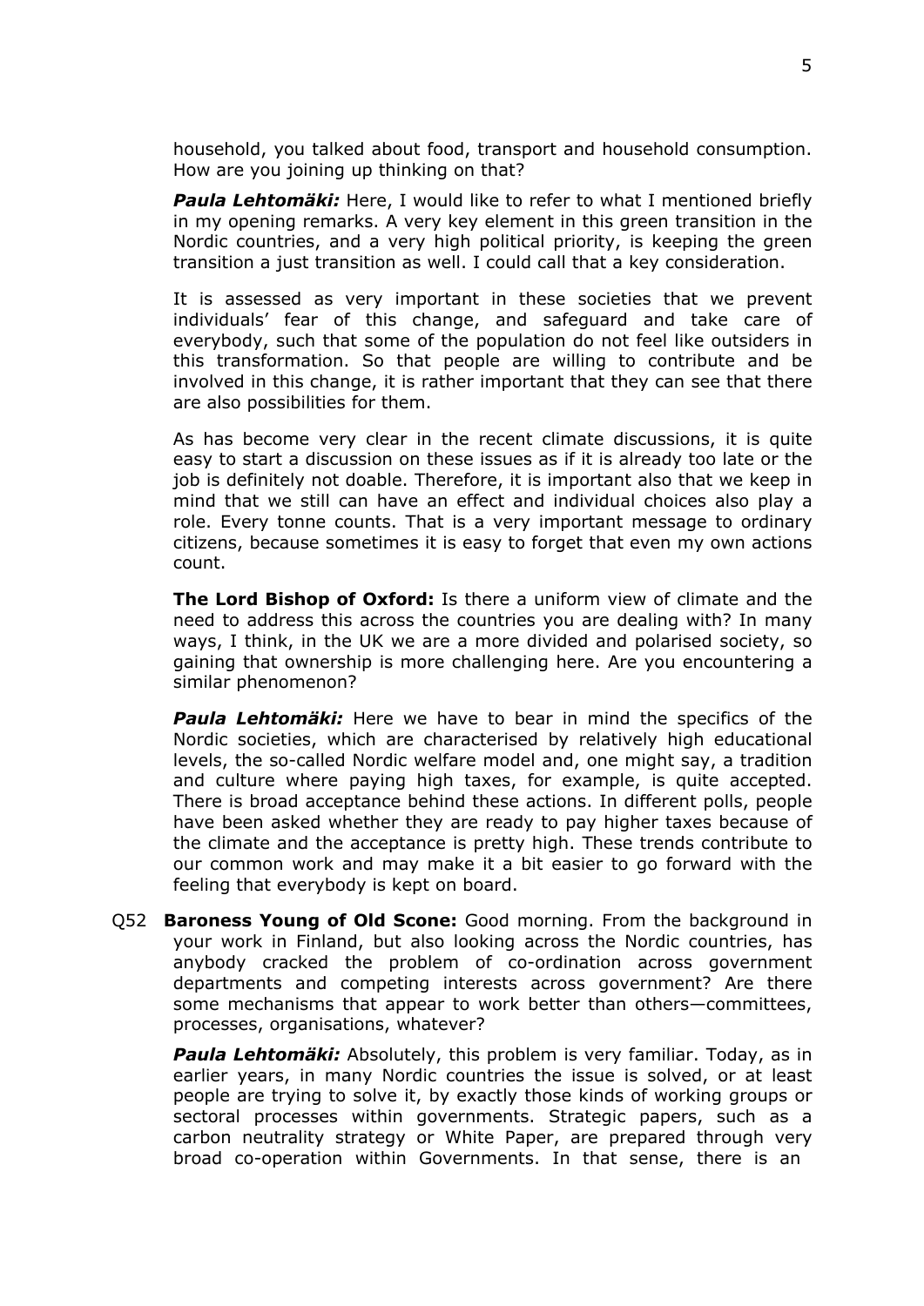household, you talked about food, transport and household consumption. How are you joining up thinking on that?

***Paula Lehtomäki:*** Here, I would like to refer to what I mentioned briefly in my opening remarks. A very key element in this green transition in the Nordic countries, and a very high political priority, is keeping the green transition a just transition as well. I could call that a key consideration.

It is assessed as very important in these societies that we prevent individuals' fear of this change, and safeguard and take care of everybody, such that some of the population do not feel like outsiders in this transformation. So that people are willing to contribute and be involved in this change, it is rather important that they can see that there are also possibilities for them.

As has become very clear in the recent climate discussions, it is quite easy to start a discussion on these issues as if it is already too late or the job is definitely not doable. Therefore, it is important also that we keep in mind that we still can have an effect and individual choices also play a role. Every tonne counts. That is a very important message to ordinary citizens, because sometimes it is easy to forget that even my own actions count.

**The Lord Bishop of Oxford:** Is there a uniform view of climate and the need to address this across the countries you are dealing with? In many ways, I think, in the UK we are a more divided and polarised society, so gaining that ownership is more challenging here. Are you encountering a similar phenomenon?

***Paula Lehtomäki:*** Here we have to bear in mind the specifics of the Nordic societies, which are characterised by relatively high educational levels, the so-called Nordic welfare model and, one might say, a tradition and culture where paying high taxes, for example, is quite accepted. There is broad acceptance behind these actions. In different polls, people have been asked whether they are ready to pay higher taxes because of the climate and the acceptance is pretty high. These trends contribute to our common work and may make it a bit easier to go forward with the feeling that everybody is kept on board.

Q52 **Baroness Young of Old Scone:** Good morning. From the background in your work in Finland, but also looking across the Nordic countries, has anybody cracked the problem of co-ordination across government departments and competing interests across government? Are there some mechanisms that appear to work better than others—committees, processes, organisations, whatever?

***Paula Lehtomäki:*** Absolutely, this problem is very familiar. Today, as in earlier years, in many Nordic countries the issue is solved, or at least people are trying to solve it, by exactly those kinds of working groups or sectoral processes within governments. Strategic papers, such as a carbon neutrality strategy or White Paper, are prepared through very broad co-operation within Governments. In that sense, there is an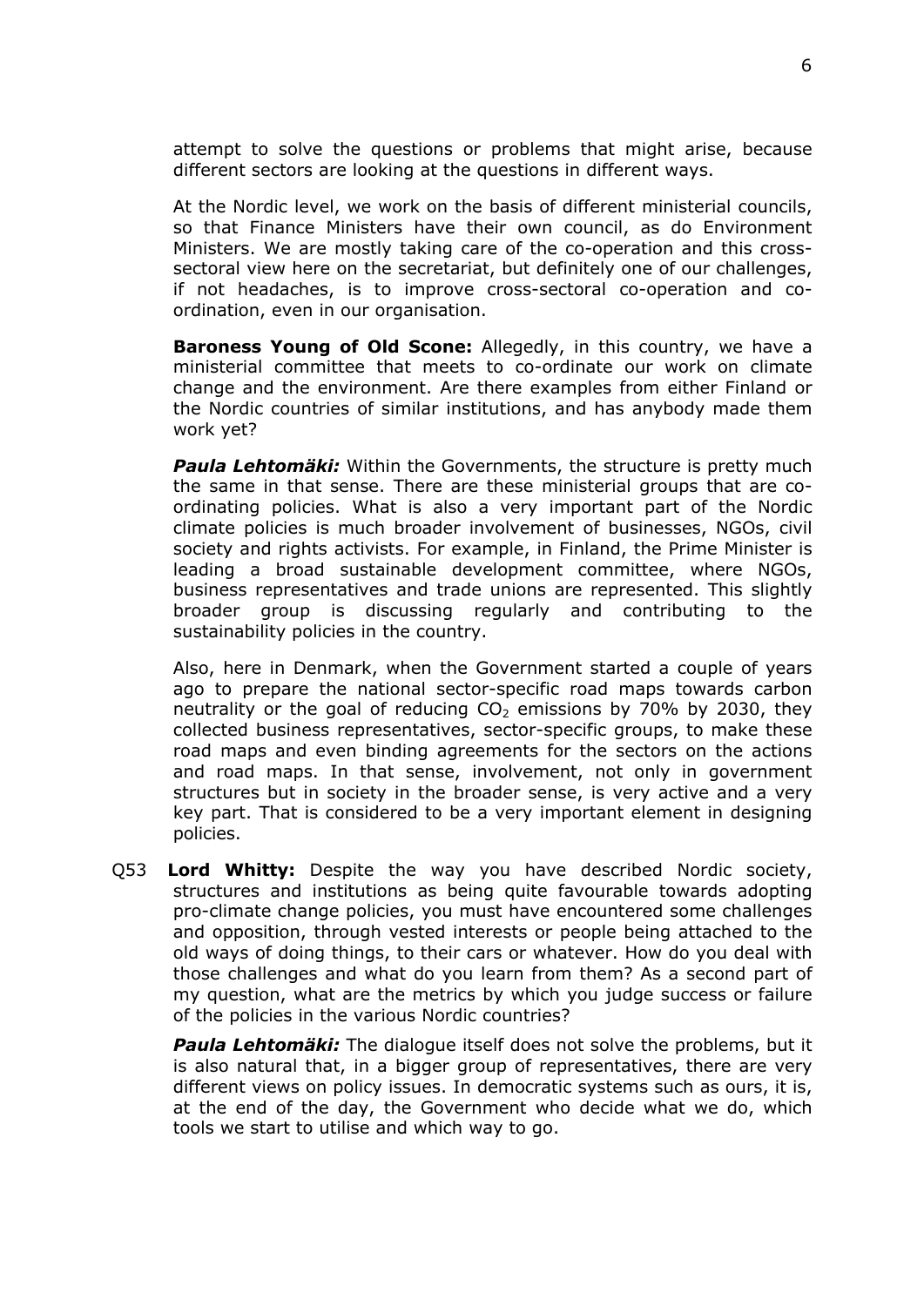attempt to solve the questions or problems that might arise, because different sectors are looking at the questions in different ways.

At the Nordic level, we work on the basis of different ministerial councils, so that Finance Ministers have their own council, as do Environment Ministers. We are mostly taking care of the co-operation and this cross-sectoral view here on the secretariat, but definitely one of our challenges, if not headaches, is to improve cross-sectoral co-operation and co-ordination, even in our organisation.

**Baroness Young of Old Scone:** Allegedly, in this country, we have a ministerial committee that meets to co-ordinate our work on climate change and the environment. Are there examples from either Finland or the Nordic countries of similar institutions, and has anybody made them work yet?

***Paula Lehtomäki:*** Within the Governments, the structure is pretty much the same in that sense. There are these ministerial groups that are co-ordinating policies. What is also a very important part of the Nordic climate policies is much broader involvement of businesses, NGOs, civil society and rights activists. For example, in Finland, the Prime Minister is leading a broad sustainable development committee, where NGOs, business representatives and trade unions are represented. This slightly broader group is discussing regularly and contributing to the sustainability policies in the country.

Also, here in Denmark, when the Government started a couple of years ago to prepare the national sector-specific road maps towards carbon neutrality or the goal of reducing $CO_2$ emissions by 70% by 2030, they collected business representatives, sector-specific groups, to make these road maps and even binding agreements for the sectors on the actions and road maps. In that sense, involvement, not only in government structures but in society in the broader sense, is very active and a very key part. That is considered to be a very important element in designing policies.

Q53 **Lord Whitty:** Despite the way you have described Nordic society, structures and institutions as being quite favourable towards adopting pro-climate change policies, you must have encountered some challenges and opposition, through vested interests or people being attached to the old ways of doing things, to their cars or whatever. How do you deal with those challenges and what do you learn from them? As a second part of my question, what are the metrics by which you judge success or failure of the policies in the various Nordic countries?

***Paula Lehtomäki:*** The dialogue itself does not solve the problems, but it is also natural that, in a bigger group of representatives, there are very different views on policy issues. In democratic systems such as ours, it is, at the end of the day, the Government who decide what we do, which tools we start to utilise and which way to go.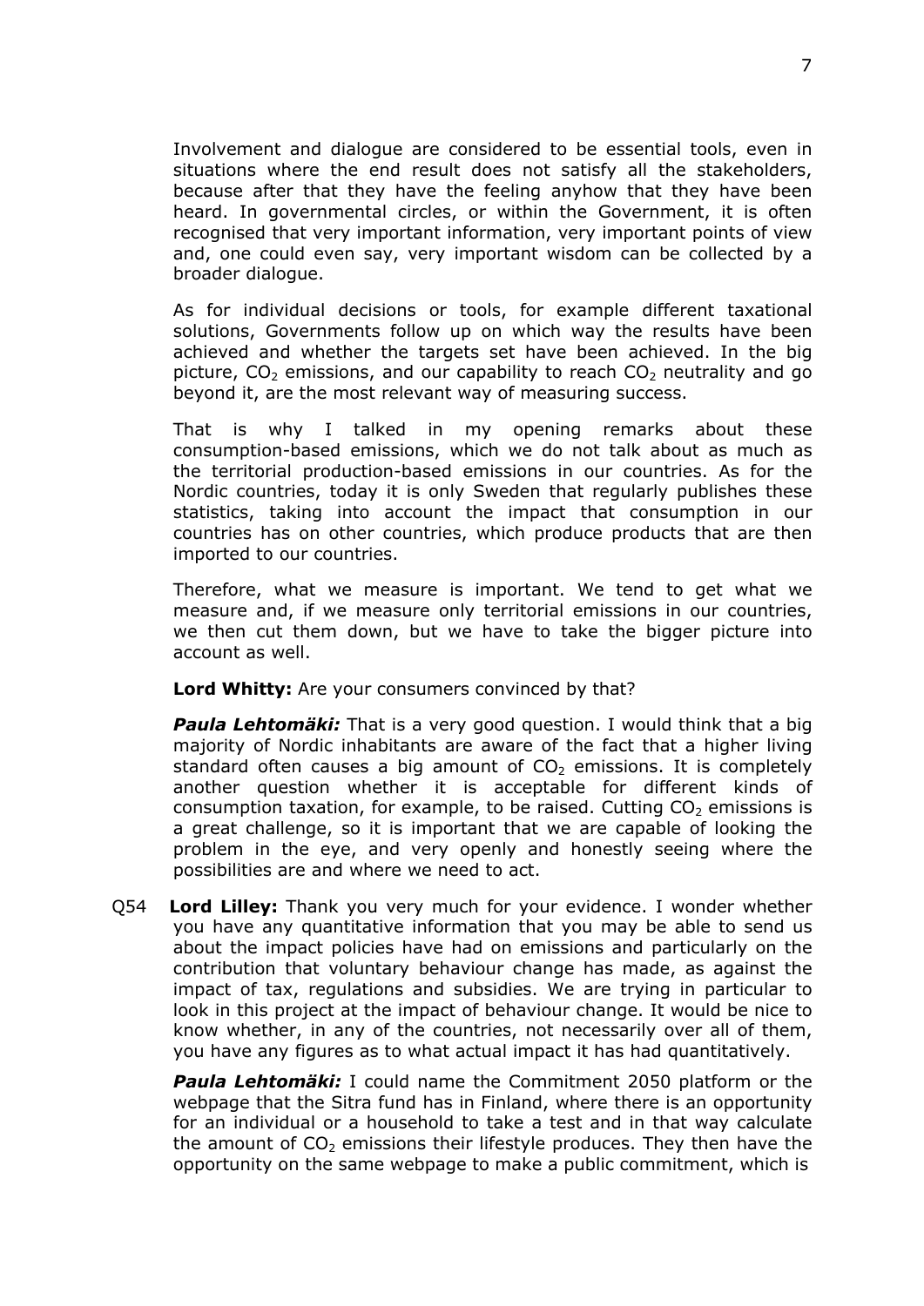Involvement and dialogue are considered to be essential tools, even in situations where the end result does not satisfy all the stakeholders, because after that they have the feeling anyhow that they have been heard. In governmental circles, or within the Government, it is often recognised that very important information, very important points of view and, one could even say, very important wisdom can be collected by a broader dialogue.

As for individual decisions or tools, for example different taxational solutions, Governments follow up on which way the results have been achieved and whether the targets set have been achieved. In the big picture, $CO_2$ emissions, and our capability to reach $CO_2$ neutrality and go beyond it, are the most relevant way of measuring success.

That is why I talked in my opening remarks about these consumption-based emissions, which we do not talk about as much as the territorial production-based emissions in our countries. As for the Nordic countries, today it is only Sweden that regularly publishes these statistics, taking into account the impact that consumption in our countries has on other countries, which produce products that are then imported to our countries.

Therefore, what we measure is important. We tend to get what we measure and, if we measure only territorial emissions in our countries, we then cut them down, but we have to take the bigger picture into account as well.

**Lord Whitty:** Are your consumers convinced by that?

***Paula Lehtomäki:*** That is a very good question. I would think that a big majority of Nordic inhabitants are aware of the fact that a higher living standard often causes a big amount of $CO_2$ emissions. It is completely another question whether it is acceptable for different kinds of consumption taxation, for example, to be raised. Cutting $CO_2$ emissions is a great challenge, so it is important that we are capable of looking the problem in the eye, and very openly and honestly seeing where the possibilities are and where we need to act.

Q54 **Lord Lilley:** Thank you very much for your evidence. I wonder whether you have any quantitative information that you may be able to send us about the impact policies have had on emissions and particularly on the contribution that voluntary behaviour change has made, as against the impact of tax, regulations and subsidies. We are trying in particular to look in this project at the impact of behaviour change. It would be nice to know whether, in any of the countries, not necessarily over all of them, you have any figures as to what actual impact it has had quantitatively.

***Paula Lehtomäki:*** I could name the Commitment 2050 platform or the webpage that the Sitra fund has in Finland, where there is an opportunity for an individual or a household to take a test and in that way calculate the amount of $CO_2$ emissions their lifestyle produces. They then have the opportunity on the same webpage to make a public commitment, which is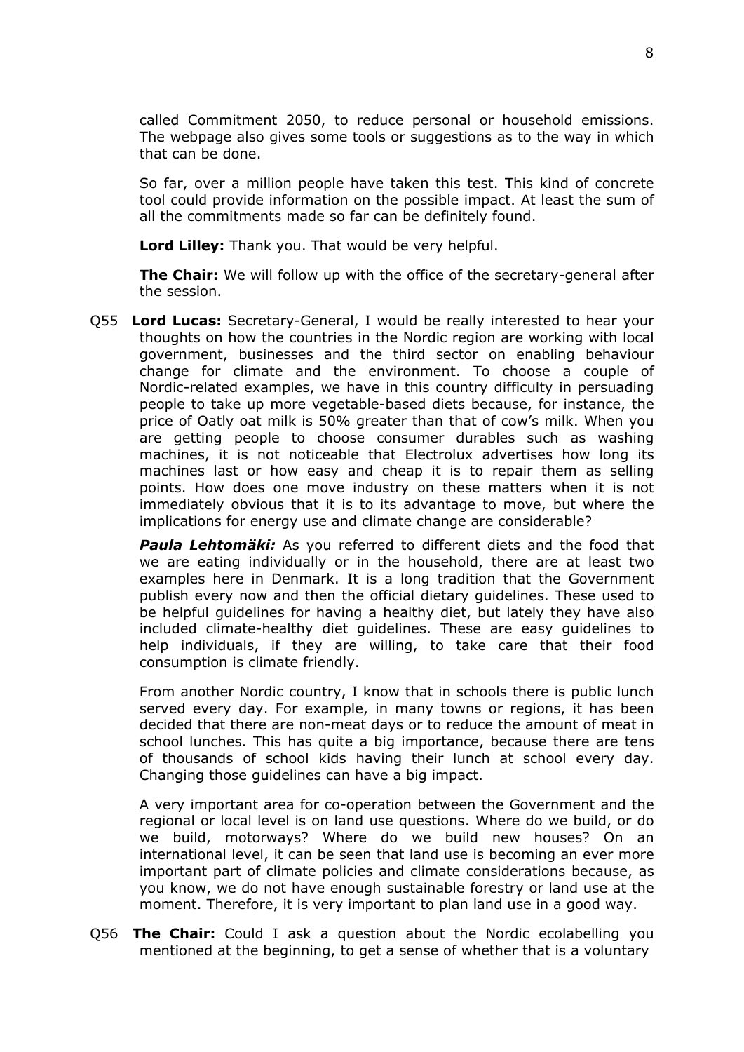called Commitment 2050, to reduce personal or household emissions. The webpage also gives some tools or suggestions as to the way in which that can be done.

So far, over a million people have taken this test. This kind of concrete tool could provide information on the possible impact. At least the sum of all the commitments made so far can be definitely found.

**Lord Lilley:** Thank you. That would be very helpful.

**The Chair:** We will follow up with the office of the secretary-general after the session.

Q55 **Lord Lucas:** Secretary-General, I would be really interested to hear your thoughts on how the countries in the Nordic region are working with local government, businesses and the third sector on enabling behaviour change for climate and the environment. To choose a couple of Nordic-related examples, we have in this country difficulty in persuading people to take up more vegetable-based diets because, for instance, the price of Oatly oat milk is 50% greater than that of cow's milk. When you are getting people to choose consumer durables such as washing machines, it is not noticeable that Electrolux advertises how long its machines last or how easy and cheap it is to repair them as selling points. How does one move industry on these matters when it is not immediately obvious that it is to its advantage to move, but where the implications for energy use and climate change are considerable?

***Paula Lehtomäki:*** As you referred to different diets and the food that we are eating individually or in the household, there are at least two examples here in Denmark. It is a long tradition that the Government publish every now and then the official dietary guidelines. These used to be helpful guidelines for having a healthy diet, but lately they have also included climate-healthy diet guidelines. These are easy guidelines to help individuals, if they are willing, to take care that their food consumption is climate friendly.

From another Nordic country, I know that in schools there is public lunch served every day. For example, in many towns or regions, it has been decided that there are non-meat days or to reduce the amount of meat in school lunches. This has quite a big importance, because there are tens of thousands of school kids having their lunch at school every day. Changing those guidelines can have a big impact.

A very important area for co-operation between the Government and the regional or local level is on land use questions. Where do we build, or do we build, motorways? Where do we build new houses? On an international level, it can be seen that land use is becoming an ever more important part of climate policies and climate considerations because, as you know, we do not have enough sustainable forestry or land use at the moment. Therefore, it is very important to plan land use in a good way.

Q56 **The Chair:** Could I ask a question about the Nordic ecolabelling you mentioned at the beginning, to get a sense of whether that is a voluntary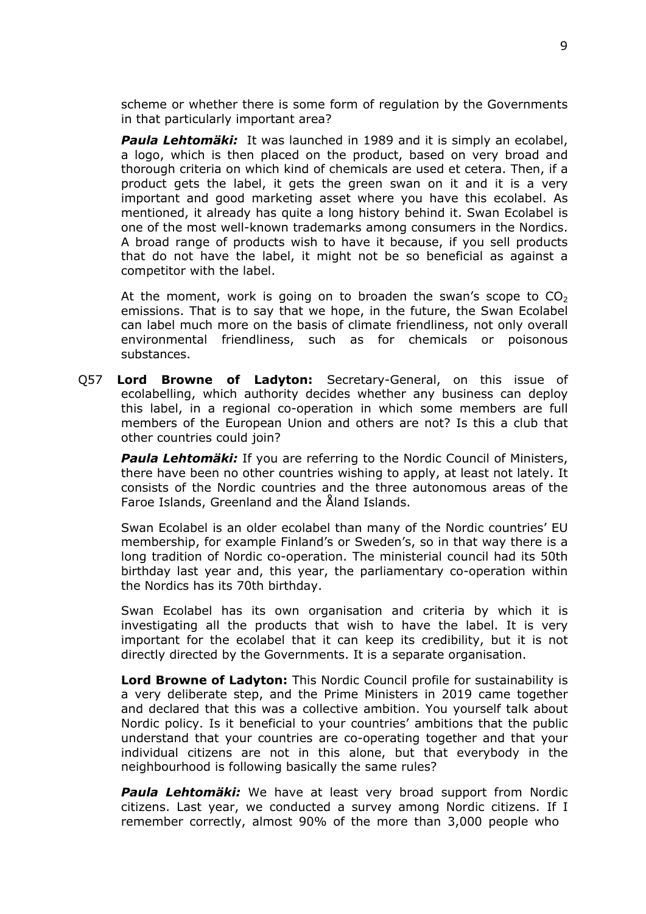scheme or whether there is some form of regulation by the Governments in that particularly important area?

***Paula Lehtomäki:*** It was launched in 1989 and it is simply an ecolabel, a logo, which is then placed on the product, based on very broad and thorough criteria on which kind of chemicals are used et cetera. Then, if a product gets the label, it gets the green swan on it and it is a very important and good marketing asset where you have this ecolabel. As mentioned, it already has quite a long history behind it. Swan Ecolabel is one of the most well-known trademarks among consumers in the Nordics. A broad range of products wish to have it because, if you sell products that do not have the label, it might not be so beneficial as against a competitor with the label.

At the moment, work is going on to broaden the swan's scope to $CO_2$ emissions. That is to say that we hope, in the future, the Swan Ecolabel can label much more on the basis of climate friendliness, not only overall environmental friendliness, such as for chemicals or poisonous substances.

Q57 **Lord Browne of Ladyton:** Secretary-General, on this issue of ecolabelling, which authority decides whether any business can deploy this label, in a regional co-operation in which some members are full members of the European Union and others are not? Is this a club that other countries could join?

***Paula Lehtomäki:*** If you are referring to the Nordic Council of Ministers, there have been no other countries wishing to apply, at least not lately. It consists of the Nordic countries and the three autonomous areas of the Faroe Islands, Greenland and the Åland Islands.

Swan Ecolabel is an older ecolabel than many of the Nordic countries' EU membership, for example Finland's or Sweden's, so in that way there is a long tradition of Nordic co-operation. The ministerial council had its 50th birthday last year and, this year, the parliamentary co-operation within the Nordics has its 70th birthday.

Swan Ecolabel has its own organisation and criteria by which it is investigating all the products that wish to have the label. It is very important for the ecolabel that it can keep its credibility, but it is not directly directed by the Governments. It is a separate organisation.

**Lord Browne of Ladyton:** This Nordic Council profile for sustainability is a very deliberate step, and the Prime Ministers in 2019 came together and declared that this was a collective ambition. You yourself talk about Nordic policy. Is it beneficial to your countries' ambitions that the public understand that your countries are co-operating together and that your individual citizens are not in this alone, but that everybody in the neighbourhood is following basically the same rules?

***Paula Lehtomäki:*** We have at least very broad support from Nordic citizens. Last year, we conducted a survey among Nordic citizens. If I remember correctly, almost 90% of the more than 3,000 people who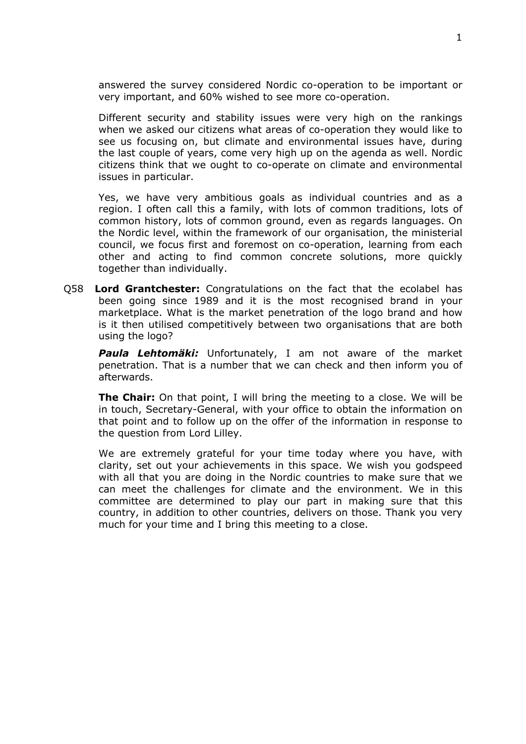answered the survey considered Nordic co-operation to be important or very important, and 60% wished to see more co-operation.

Different security and stability issues were very high on the rankings when we asked our citizens what areas of co-operation they would like to see us focusing on, but climate and environmental issues have, during the last couple of years, come very high up on the agenda as well. Nordic citizens think that we ought to co-operate on climate and environmental issues in particular.

Yes, we have very ambitious goals as individual countries and as a region. I often call this a family, with lots of common traditions, lots of common history, lots of common ground, even as regards languages. On the Nordic level, within the framework of our organisation, the ministerial council, we focus first and foremost on co-operation, learning from each other and acting to find common concrete solutions, more quickly together than individually.

Q58 **Lord Grantchester:** Congratulations on the fact that the ecolabel has been going since 1989 and it is the most recognised brand in your marketplace. What is the market penetration of the logo brand and how is it then utilised competitively between two organisations that are both using the logo?

***Paula Lehtomäki:*** Unfortunately, I am not aware of the market penetration. That is a number that we can check and then inform you of afterwards.

**The Chair:** On that point, I will bring the meeting to a close. We will be in touch, Secretary-General, with your office to obtain the information on that point and to follow up on the offer of the information in response to the question from Lord Lilley.

We are extremely grateful for your time today where you have, with clarity, set out your achievements in this space. We wish you godspeed with all that you are doing in the Nordic countries to make sure that we can meet the challenges for climate and the environment. We in this committee are determined to play our part in making sure that this country, in addition to other countries, delivers on those. Thank you very much for your time and I bring this meeting to a close.